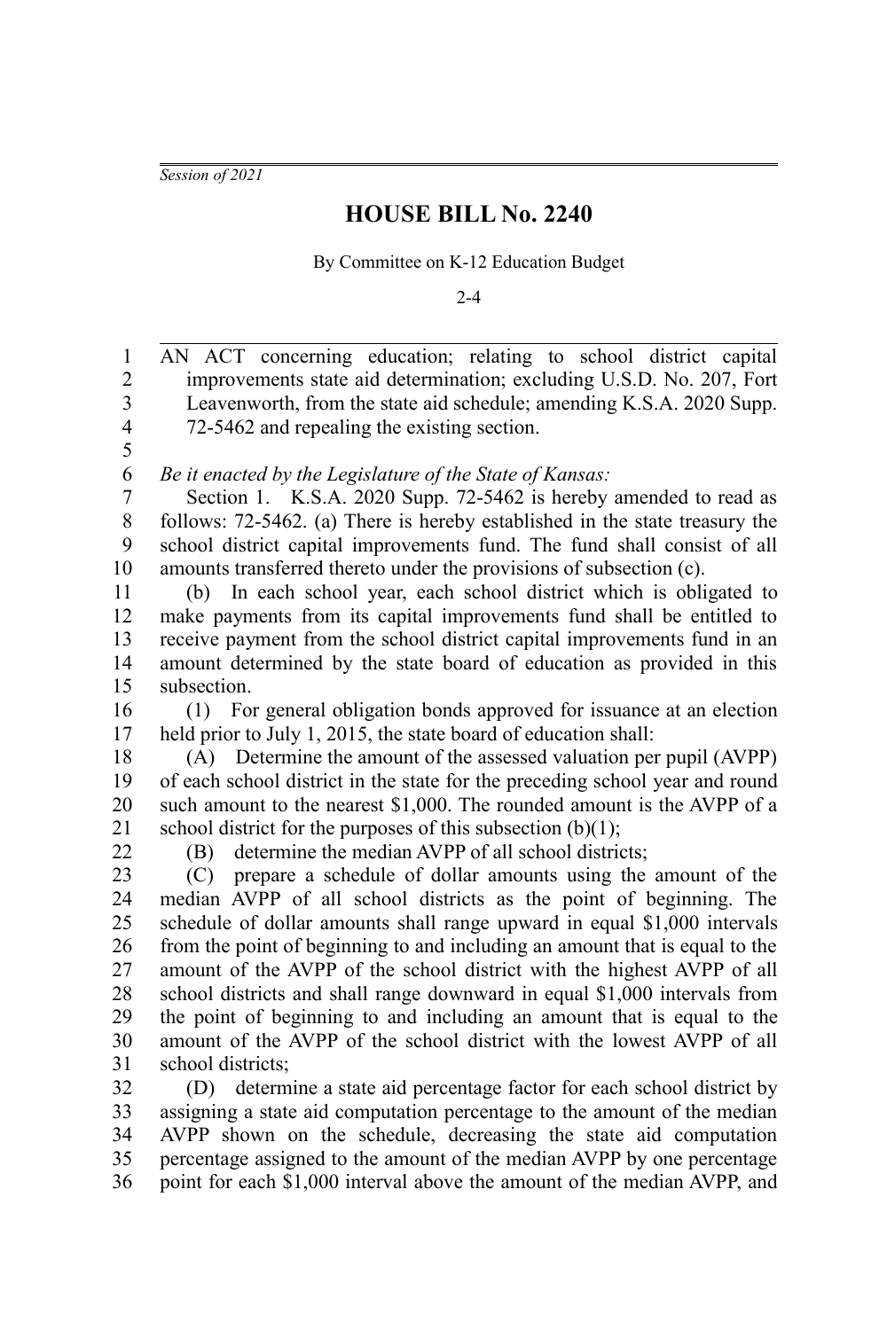*Session of 2021*

# HOUSE BILL No. 2240

By Committee on K-12 Education Budget

2-4

AN ACT concerning education; relating to school district capital improvements state aid determination; excluding U.S.D. No. 207, Fort Leavenworth, from the state aid schedule; amending K.S.A. 2020 Supp. 72-5462 and repealing the existing section.

*Be it enacted by the Legislature of the State of Kansas:*

Section 1. K.S.A. 2020 Supp. 72-5462 is hereby amended to read as follows: 72-5462. (a) There is hereby established in the state treasury the school district capital improvements fund. The fund shall consist of all amounts transferred thereto under the provisions of subsection (c).

(b) In each school year, each school district which is obligated to make payments from its capital improvements fund shall be entitled to receive payment from the school district capital improvements fund in an amount determined by the state board of education as provided in this subsection.

(1) For general obligation bonds approved for issuance at an election held prior to July 1, 2015, the state board of education shall:

(A) Determine the amount of the assessed valuation per pupil (AVPP) of each school district in the state for the preceding school year and round such amount to the nearest $1,000. The rounded amount is the AVPP of a school district for the purposes of this subsection (b)(1);

(B) determine the median AVPP of all school districts;

(C) prepare a schedule of dollar amounts using the amount of the median AVPP of all school districts as the point of beginning. The schedule of dollar amounts shall range upward in equal $1,000 intervals from the point of beginning to and including an amount that is equal to the amount of the AVPP of the school district with the highest AVPP of all school districts and shall range downward in equal $1,000 intervals from the point of beginning to and including an amount that is equal to the amount of the AVPP of the school district with the lowest AVPP of all school districts;

(D) determine a state aid percentage factor for each school district by assigning a state aid computation percentage to the amount of the median AVPP shown on the schedule, decreasing the state aid computation percentage assigned to the amount of the median AVPP by one percentage point for each $1,000 interval above the amount of the median AVPP, and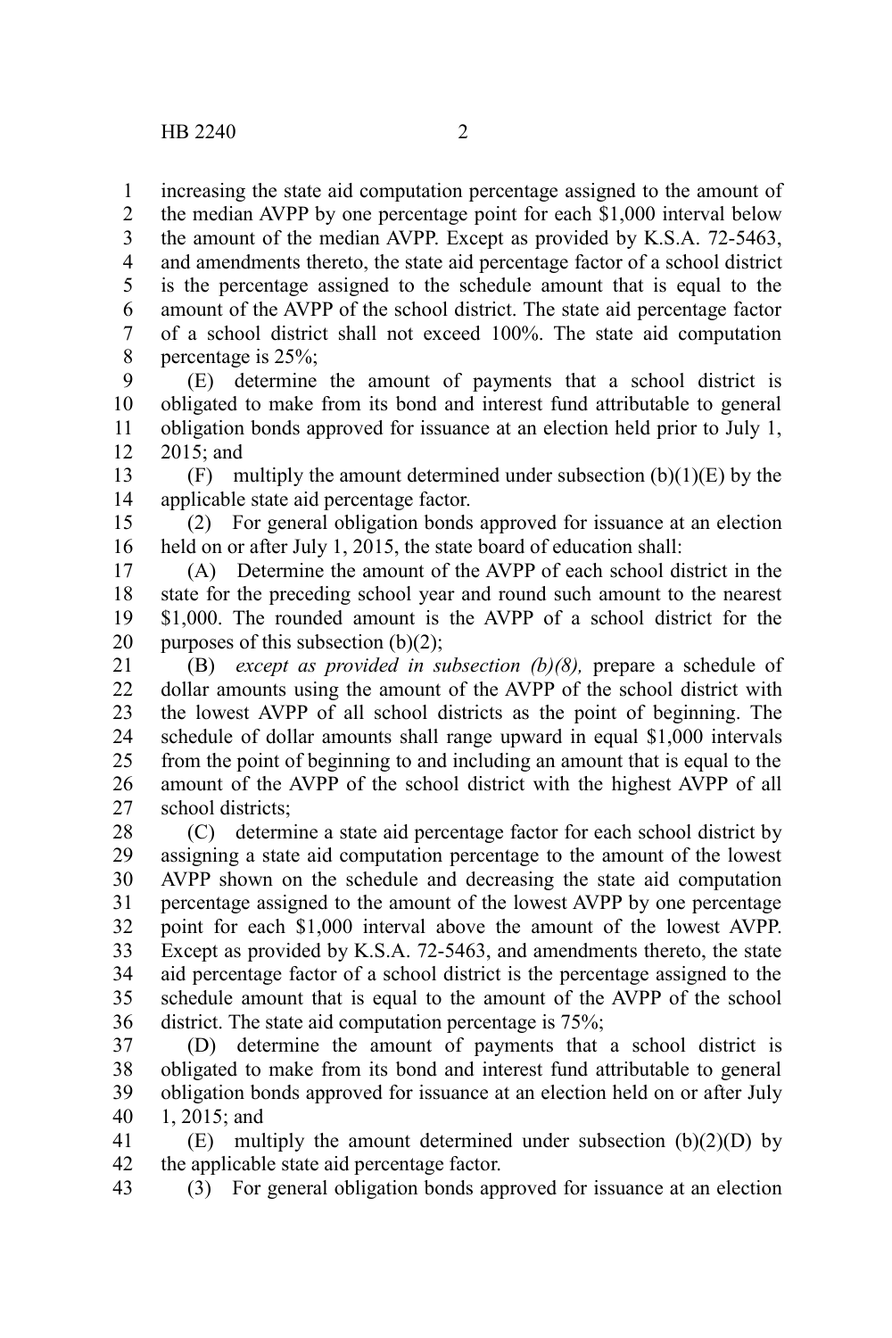increasing the state aid computation percentage assigned to the amount of the median AVPP by one percentage point for each $1,000 interval below the amount of the median AVPP. Except as provided by K.S.A. 72-5463, and amendments thereto, the state aid percentage factor of a school district is the percentage assigned to the schedule amount that is equal to the amount of the AVPP of the school district. The state aid percentage factor of a school district shall not exceed 100%. The state aid computation percentage is 25%;

(E) determine the amount of payments that a school district is obligated to make from its bond and interest fund attributable to general obligation bonds approved for issuance at an election held prior to July 1, 2015; and

(F) multiply the amount determined under subsection (b)(1)(E) by the applicable state aid percentage factor.

(2) For general obligation bonds approved for issuance at an election held on or after July 1, 2015, the state board of education shall:

(A) Determine the amount of the AVPP of each school district in the state for the preceding school year and round such amount to the nearest $1,000. The rounded amount is the AVPP of a school district for the purposes of this subsection (b)(2);

(B) *except as provided in subsection (b)(8),* prepare a schedule of dollar amounts using the amount of the AVPP of the school district with the lowest AVPP of all school districts as the point of beginning. The schedule of dollar amounts shall range upward in equal $1,000 intervals from the point of beginning to and including an amount that is equal to the amount of the AVPP of the school district with the highest AVPP of all school districts;

(C) determine a state aid percentage factor for each school district by assigning a state aid computation percentage to the amount of the lowest AVPP shown on the schedule and decreasing the state aid computation percentage assigned to the amount of the lowest AVPP by one percentage point for each $1,000 interval above the amount of the lowest AVPP. Except as provided by K.S.A. 72-5463, and amendments thereto, the state aid percentage factor of a school district is the percentage assigned to the schedule amount that is equal to the amount of the AVPP of the school district. The state aid computation percentage is 75%;

(D) determine the amount of payments that a school district is obligated to make from its bond and interest fund attributable to general obligation bonds approved for issuance at an election held on or after July 1, 2015; and

(E) multiply the amount determined under subsection (b)(2)(D) by the applicable state aid percentage factor.

(3) For general obligation bonds approved for issuance at an election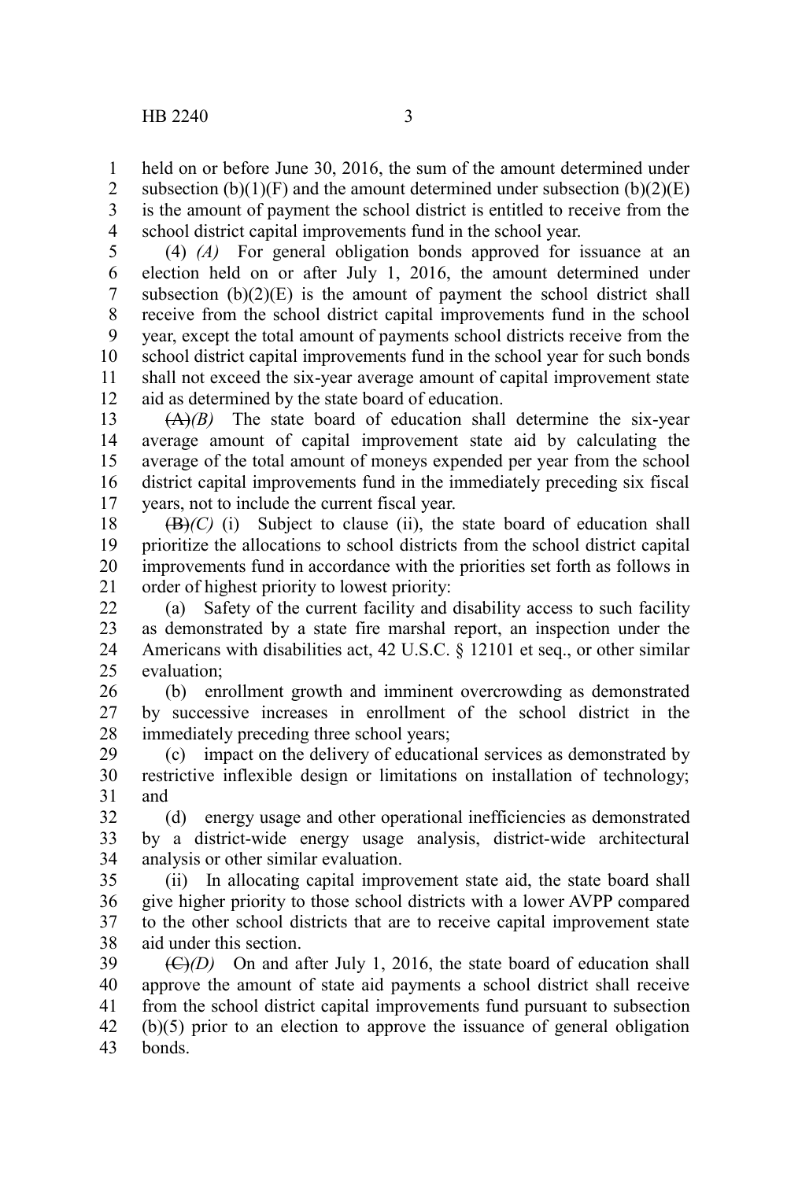held on or before June 30, 2016, the sum of the amount determined under subsection (b)(1)(F) and the amount determined under subsection (b)(2)(E) is the amount of payment the school district is entitled to receive from the school district capital improvements fund in the school year.

(4) *(A)* For general obligation bonds approved for issuance at an election held on or after July 1, 2016, the amount determined under subsection (b)(2)(E) is the amount of payment the school district shall receive from the school district capital improvements fund in the school year, except the total amount of payments school districts receive from the school district capital improvements fund in the school year for such bonds shall not exceed the six-year average amount of capital improvement state aid as determined by the state board of education.

~~(A)~~*(B)* The state board of education shall determine the six-year average amount of capital improvement state aid by calculating the average of the total amount of moneys expended per year from the school district capital improvements fund in the immediately preceding six fiscal years, not to include the current fiscal year.

~~(B)~~*(C)* (i) Subject to clause (ii), the state board of education shall prioritize the allocations to school districts from the school district capital improvements fund in accordance with the priorities set forth as follows in order of highest priority to lowest priority:

(a) Safety of the current facility and disability access to such facility as demonstrated by a state fire marshal report, an inspection under the Americans with disabilities act, 42 U.S.C. § 12101 et seq., or other similar evaluation;

(b) enrollment growth and imminent overcrowding as demonstrated by successive increases in enrollment of the school district in the immediately preceding three school years;

(c) impact on the delivery of educational services as demonstrated by restrictive inflexible design or limitations on installation of technology; and

(d) energy usage and other operational inefficiencies as demonstrated by a district-wide energy usage analysis, district-wide architectural analysis or other similar evaluation.

(ii) In allocating capital improvement state aid, the state board shall give higher priority to those school districts with a lower AVPP compared to the other school districts that are to receive capital improvement state aid under this section.

~~(C)~~*(D)* On and after July 1, 2016, the state board of education shall approve the amount of state aid payments a school district shall receive from the school district capital improvements fund pursuant to subsection (b)(5) prior to an election to approve the issuance of general obligation bonds.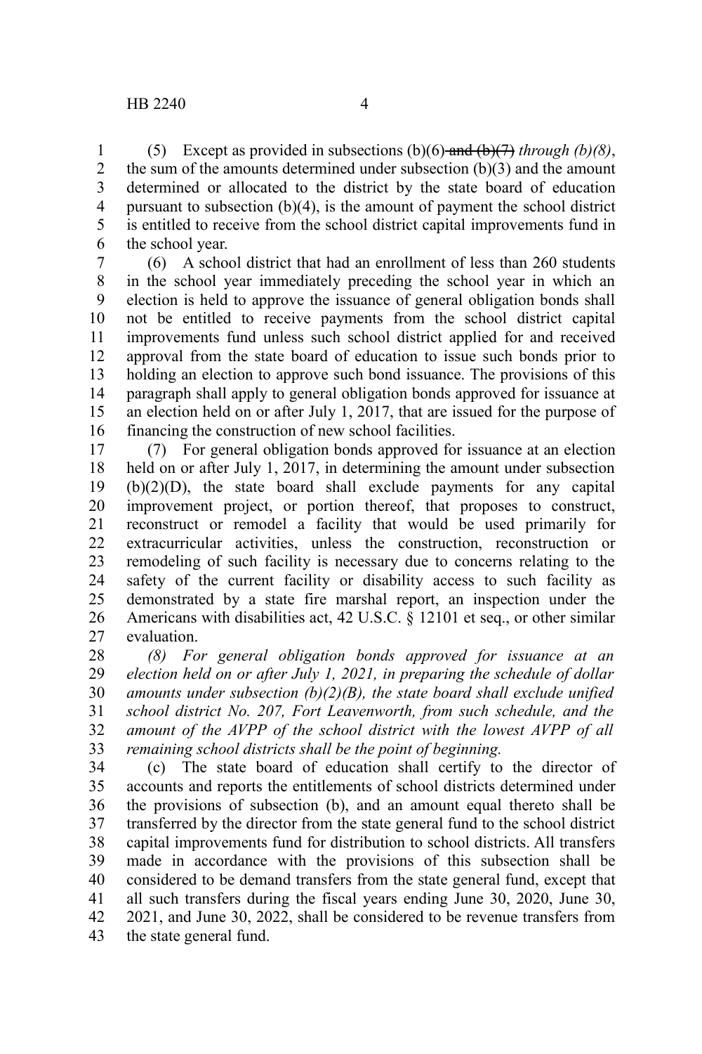(5) Except as provided in subsections (b)(6) ~~and (b)(7)~~ *through (b)(8)*, the sum of the amounts determined under subsection (b)(3) and the amount determined or allocated to the district by the state board of education pursuant to subsection (b)(4), is the amount of payment the school district is entitled to receive from the school district capital improvements fund in the school year.

(6) A school district that had an enrollment of less than 260 students in the school year immediately preceding the school year in which an election is held to approve the issuance of general obligation bonds shall not be entitled to receive payments from the school district capital improvements fund unless such school district applied for and received approval from the state board of education to issue such bonds prior to holding an election to approve such bond issuance. The provisions of this paragraph shall apply to general obligation bonds approved for issuance at an election held on or after July 1, 2017, that are issued for the purpose of financing the construction of new school facilities.

(7) For general obligation bonds approved for issuance at an election held on or after July 1, 2017, in determining the amount under subsection (b)(2)(D), the state board shall exclude payments for any capital improvement project, or portion thereof, that proposes to construct, reconstruct or remodel a facility that would be used primarily for extracurricular activities, unless the construction, reconstruction or remodeling of such facility is necessary due to concerns relating to the safety of the current facility or disability access to such facility as demonstrated by a state fire marshal report, an inspection under the Americans with disabilities act, 42 U.S.C. § 12101 et seq., or other similar evaluation.

*(8) For general obligation bonds approved for issuance at an election held on or after July 1, 2021, in preparing the schedule of dollar amounts under subsection (b)(2)(B), the state board shall exclude unified school district No. 207, Fort Leavenworth, from such schedule, and the amount of the AVPP of the school district with the lowest AVPP of all remaining school districts shall be the point of beginning.*

(c) The state board of education shall certify to the director of accounts and reports the entitlements of school districts determined under the provisions of subsection (b), and an amount equal thereto shall be transferred by the director from the state general fund to the school district capital improvements fund for distribution to school districts. All transfers made in accordance with the provisions of this subsection shall be considered to be demand transfers from the state general fund, except that all such transfers during the fiscal years ending June 30, 2020, June 30, 2021, and June 30, 2022, shall be considered to be revenue transfers from the state general fund.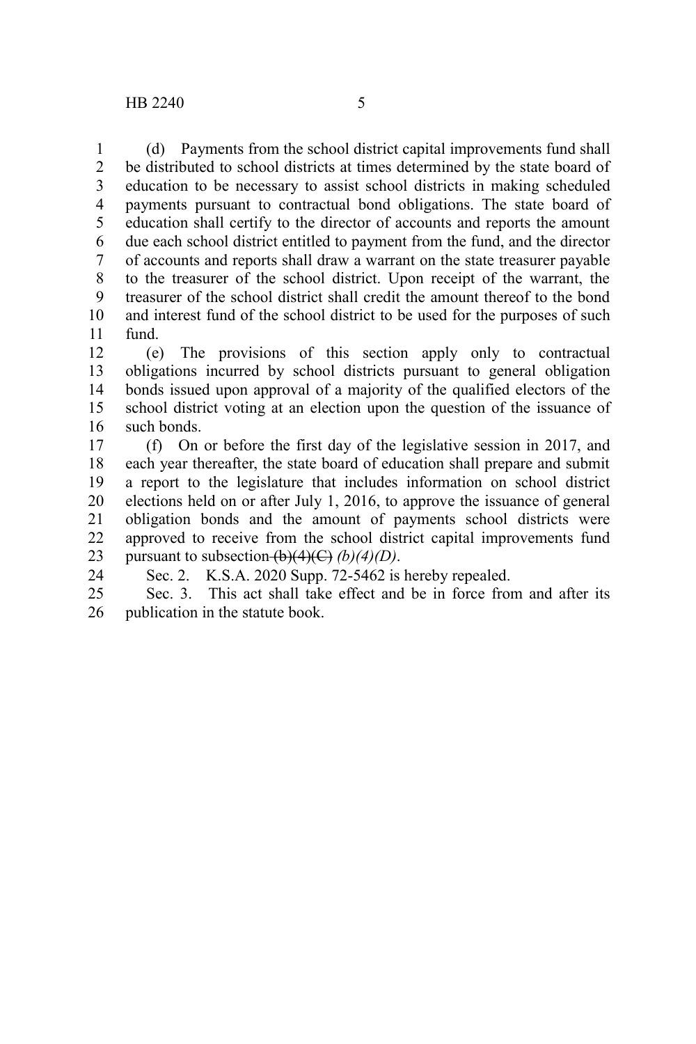(d) Payments from the school district capital improvements fund shall be distributed to school districts at times determined by the state board of education to be necessary to assist school districts in making scheduled payments pursuant to contractual bond obligations. The state board of education shall certify to the director of accounts and reports the amount due each school district entitled to payment from the fund, and the director of accounts and reports shall draw a warrant on the state treasurer payable to the treasurer of the school district. Upon receipt of the warrant, the treasurer of the school district shall credit the amount thereof to the bond and interest fund of the school district to be used for the purposes of such fund.

(e) The provisions of this section apply only to contractual obligations incurred by school districts pursuant to general obligation bonds issued upon approval of a majority of the qualified electors of the school district voting at an election upon the question of the issuance of such bonds.

(f) On or before the first day of the legislative session in 2017, and each year thereafter, the state board of education shall prepare and submit a report to the legislature that includes information on school district elections held on or after July 1, 2016, to approve the issuance of general obligation bonds and the amount of payments school districts were approved to receive from the school district capital improvements fund pursuant to subsection ~~(b)(4)(C)~~ *(b)(4)(D)*.

Sec. 2. K.S.A. 2020 Supp. 72-5462 is hereby repealed.

Sec. 3. This act shall take effect and be in force from and after its publication in the statute book.